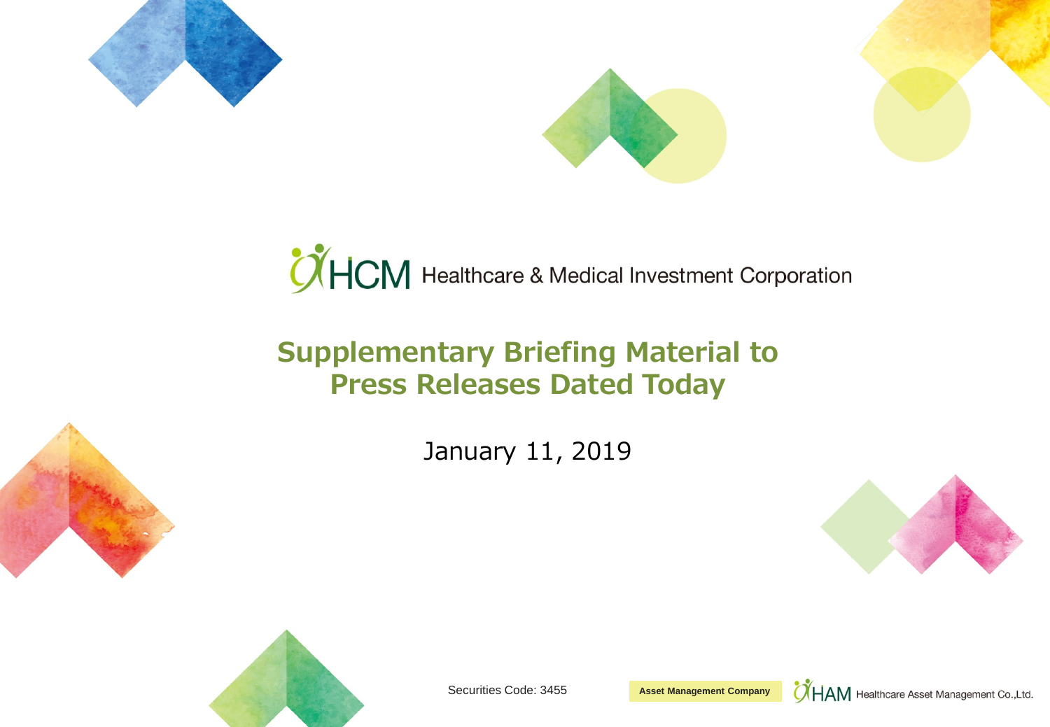HCM Healthcare & Medical Investment Corporation

# Supplementary Briefing Material to Press Releases Dated Today

January 11, 2019

Securities Code: 3455

Asset Management Company

HAM Healthcare Asset Management Co.,Ltd.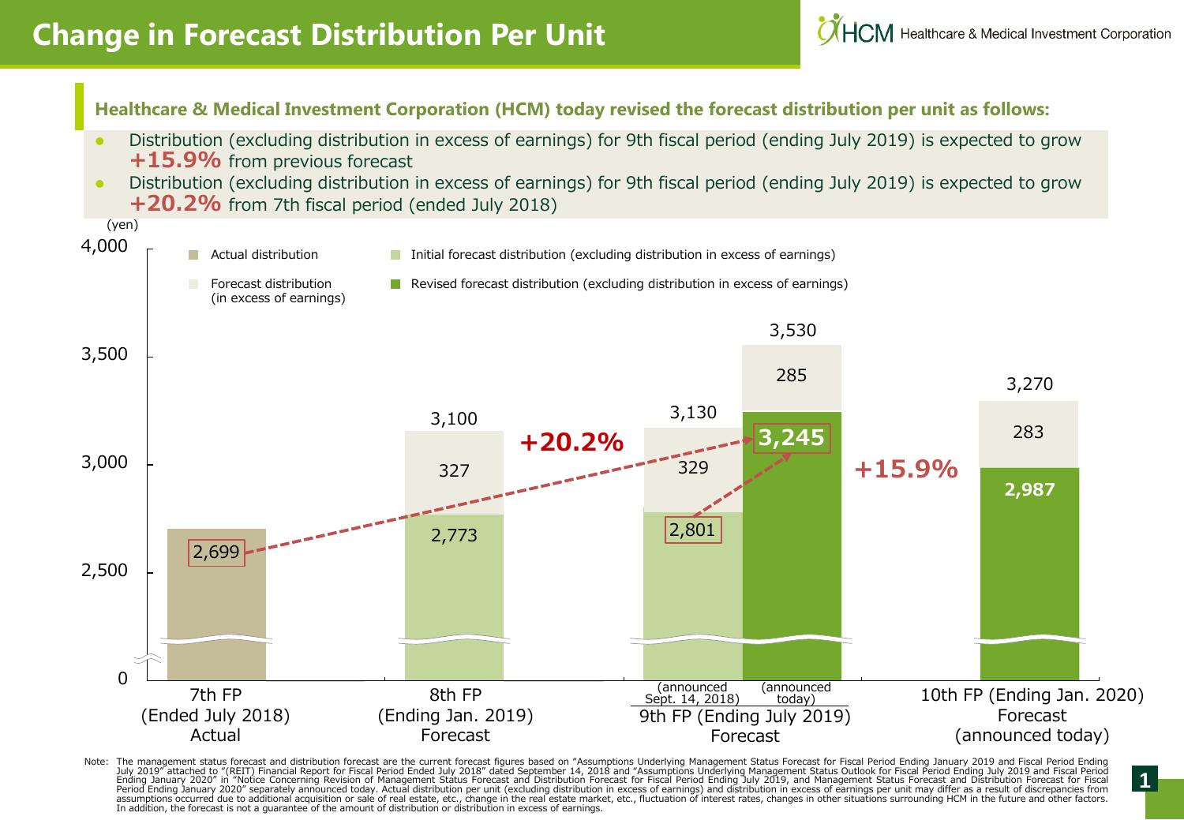# Change in Forecast Distribution Per Unit

**Healthcare & Medical Investment Corporation (HCM) today revised the forecast distribution per unit as follows:**

- Distribution (excluding distribution in excess of earnings) for 9th fiscal period (ending July 2019) is expected to grow **+15.9%** from previous forecast
- Distribution (excluding distribution in excess of earnings) for 9th fiscal period (ending July 2019) is expected to grow **+20.2%** from 7th fiscal period (ended July 2018)

(yen)

| Fiscal period | Actual distribution | Initial forecast distribution (excluding distribution in excess of earnings) | Revised forecast distribution (excluding distribution in excess of earnings) | Forecast distribution (in excess of earnings) | Total |
|---|---|---|---|---|---|
| 7th FP (Ended July 2018) Actual | 2,699 | | | | |
| 8th FP (Ending Jan. 2019) Forecast | | 2,773 | | 327 | 3,100 |
| 9th FP (Ending July 2019) Forecast (announced Sept. 14, 2018) | | 2,801 | | 329 | 3,130 |
| 9th FP (Ending July 2019) Forecast (announced today) | | | 3,245 | 285 | 3,530 |
| 10th FP (Ending Jan. 2020) Forecast (announced today) | | | 2,987 | 283 | 3,270 |

+20.2% (7th FP actual 2,699 → 9th FP revised forecast 3,245)

+15.9% (9th FP initial forecast 2,801 → 9th FP revised forecast 3,245)

Note: The management status forecast and distribution forecast are the current forecast figures based on "Assumptions Underlying Management Status Forecast for Fiscal Period Ending January 2019 and Fiscal Period Ending July 2019" attached to "(REIT) Financial Report for Fiscal Period Ended July 2018" dated September 14, 2018 and "Assumptions Underlying Management Status Outlook for Fiscal Period Ending July 2019 and Fiscal Period Ending January 2020" in "Notice Concerning Revision of Management Status Forecast and Distribution Forecast for Fiscal Period Ending July 2019, and Management Status Forecast and Distribution Forecast for Fiscal Period Ending January 2020" separately announced today. Actual distribution per unit (excluding distribution in excess of earnings) and distribution in excess of earnings per unit may differ as a result of discrepancies from assumptions occurred due to additional acquisition or sale of real estate, etc., change in the real estate market, etc., fluctuation of interest rates, changes in other situations surrounding HCM in the future and other factors. In addition, the forecast is not a guarantee of the amount of distribution or distribution in excess of earnings.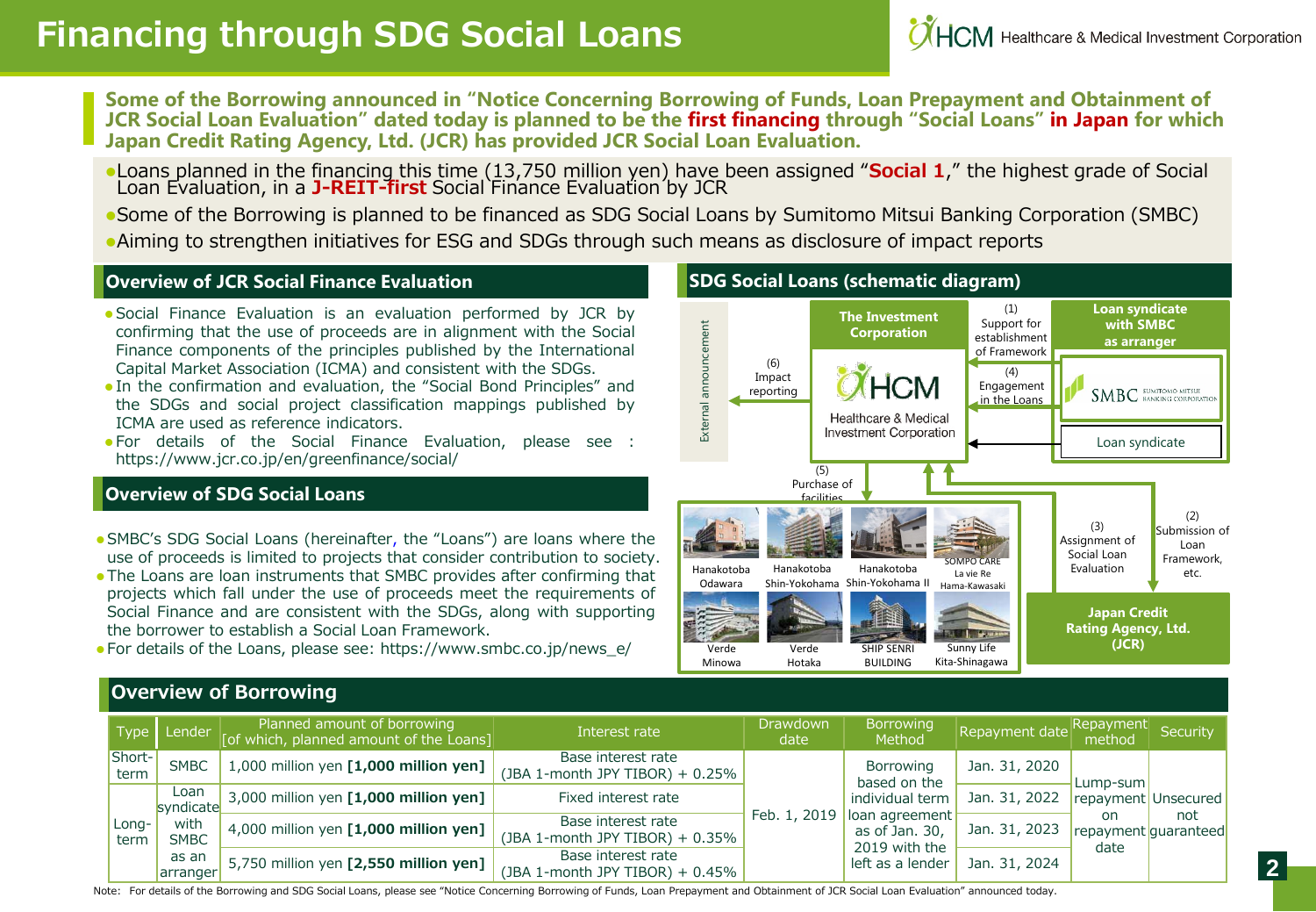# Financing through SDG Social Loans

**Some of the Borrowing announced in "Notice Concerning Borrowing of Funds, Loan Prepayment and Obtainment of JCR Social Loan Evaluation" dated today is planned to be the first financing through "Social Loans" in Japan for which Japan Credit Rating Agency, Ltd. (JCR) has provided JCR Social Loan Evaluation.**

- Loans planned in the financing this time (13,750 million yen) have been assigned "**Social 1**," the highest grade of Social Loan Evaluation, in a **J-REIT-first** Social Finance Evaluation by JCR
- Some of the Borrowing is planned to be financed as SDG Social Loans by Sumitomo Mitsui Banking Corporation (SMBC)
- Aiming to strengthen initiatives for ESG and SDGs through such means as disclosure of impact reports

## Overview of JCR Social Finance Evaluation

- Social Finance Evaluation is an evaluation performed by JCR by confirming that the use of proceeds are in alignment with the Social Finance components of the principles published by the International Capital Market Association (ICMA) and consistent with the SDGs.
- In the confirmation and evaluation, the "Social Bond Principles" and the SDGs and social project classification mappings published by ICMA are used as reference indicators.
- For details of the Social Finance Evaluation, please see : https://www.jcr.co.jp/en/greenfinance/social/

## Overview of SDG Social Loans

- SMBC's SDG Social Loans (hereinafter, the "Loans") are loans where the use of proceeds is limited to projects that consider contribution to society.
- The Loans are loan instruments that SMBC provides after confirming that projects which fall under the use of proceeds meet the requirements of Social Finance and are consistent with the SDGs, along with supporting the borrower to establish a Social Loan Framework.
- For details of the Loans, please see: https://www.smbc.co.jp/news_e/

## SDG Social Loans (schematic diagram)

External announcement

The Investment Corporation — HCM Healthcare & Medical Investment Corporation

Loan syndicate with SMBC as arranger — SMBC; Loan syndicate

Japan Credit Rating Agency, Ltd. (JCR)

(1) Support for establishment of Framework
(2) Submission of Loan Framework, etc.
(3) Assignment of Social Loan Evaluation
(4) Engagement in the Loans
(5) Purchase of facilities
(6) Impact reporting

Facilities: Hanakotoba Odawara, Hanakotoba Shin-Yokohama, Hanakotoba Shin-Yokohama II, SOMPO CARE La vie Re Hama-Kawasaki, Verde Minowa, Verde Hotaka, SHIP SENRI BUILDING, Sunny Life Kita-Shinagawa

## Overview of Borrowing

| Type | Lender | Planned amount of borrowing [of which, planned amount of the Loans] | Interest rate | Drawdown date | Borrowing Method | Repayment date | Repayment method | Security |
|---|---|---|---|---|---|---|---|---|
| Short-term | SMBC | 1,000 million yen **[1,000 million yen]** | Base interest rate (JBA 1-month JPY TIBOR) + 0.25% | Feb. 1, 2019 | Borrowing based on the individual term loan agreement as of Jan. 30, 2019 with the left as a lender | Jan. 31, 2020 | Lump-sum repayment on repayment date | Unsecured not guaranteed |
| Long-term | Loan syndicate with SMBC as an arranger | 3,000 million yen **[1,000 million yen]** | Fixed interest rate | | | Jan. 31, 2022 | | |
| | | 4,000 million yen **[1,000 million yen]** | Base interest rate (JBA 1-month JPY TIBOR) + 0.35% | | | Jan. 31, 2023 | | |
| | | 5,750 million yen **[2,550 million yen]** | Base interest rate (JBA 1-month JPY TIBOR) + 0.45% | | | Jan. 31, 2024 | | |

Note: For details of the Borrowing and SDG Social Loans, please see "Notice Concerning Borrowing of Funds, Loan Prepayment and Obtainment of JCR Social Loan Evaluation" announced today.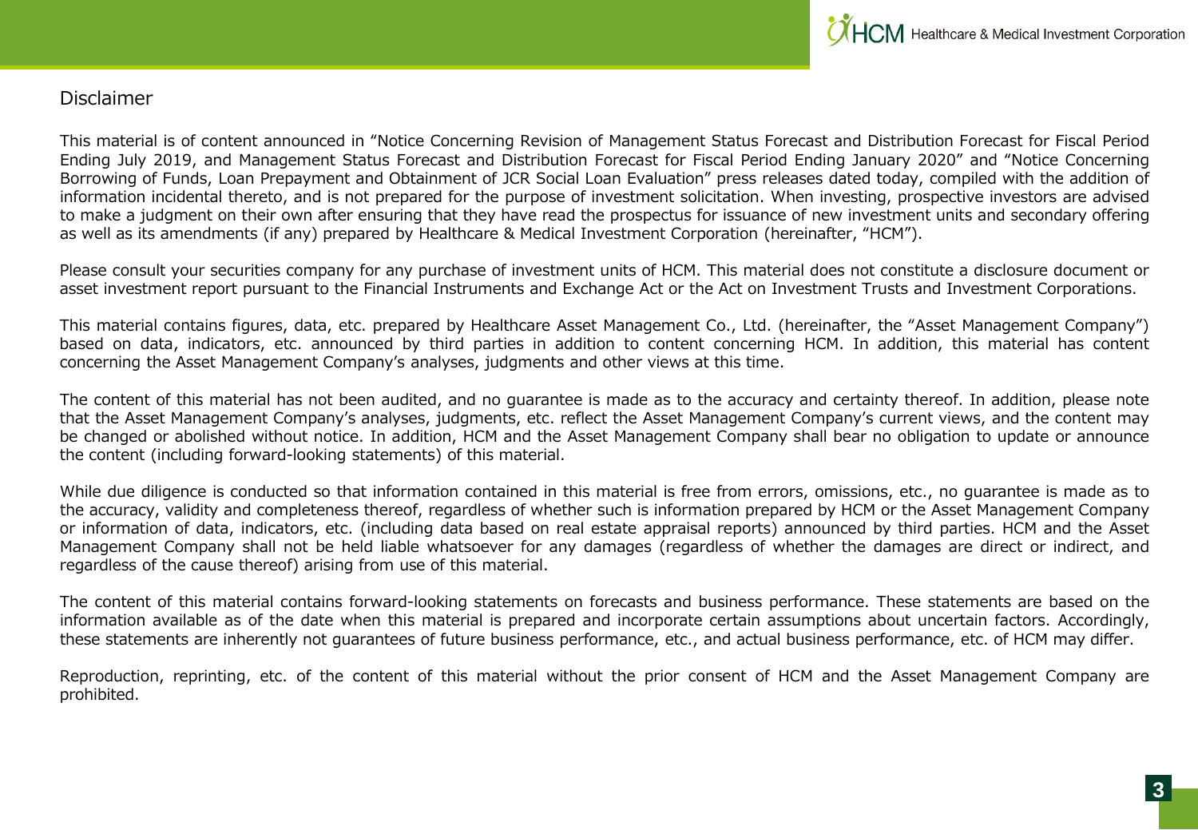## Disclaimer

This material is of content announced in “Notice Concerning Revision of Management Status Forecast and Distribution Forecast for Fiscal Period Ending July 2019, and Management Status Forecast and Distribution Forecast for Fiscal Period Ending January 2020” and “Notice Concerning Borrowing of Funds, Loan Prepayment and Obtainment of JCR Social Loan Evaluation” press releases dated today, compiled with the addition of information incidental thereto, and is not prepared for the purpose of investment solicitation. When investing, prospective investors are advised to make a judgment on their own after ensuring that they have read the prospectus for issuance of new investment units and secondary offering as well as its amendments (if any) prepared by Healthcare & Medical Investment Corporation (hereinafter, “HCM”).

Please consult your securities company for any purchase of investment units of HCM. This material does not constitute a disclosure document or asset investment report pursuant to the Financial Instruments and Exchange Act or the Act on Investment Trusts and Investment Corporations.

This material contains figures, data, etc. prepared by Healthcare Asset Management Co., Ltd. (hereinafter, the “Asset Management Company”) based on data, indicators, etc. announced by third parties in addition to content concerning HCM. In addition, this material has content concerning the Asset Management Company’s analyses, judgments and other views at this time.

The content of this material has not been audited, and no guarantee is made as to the accuracy and certainty thereof. In addition, please note that the Asset Management Company’s analyses, judgments, etc. reflect the Asset Management Company’s current views, and the content may be changed or abolished without notice. In addition, HCM and the Asset Management Company shall bear no obligation to update or announce the content (including forward-looking statements) of this material.

While due diligence is conducted so that information contained in this material is free from errors, omissions, etc., no guarantee is made as to the accuracy, validity and completeness thereof, regardless of whether such is information prepared by HCM or the Asset Management Company or information of data, indicators, etc. (including data based on real estate appraisal reports) announced by third parties. HCM and the Asset Management Company shall not be held liable whatsoever for any damages (regardless of whether the damages are direct or indirect, and regardless of the cause thereof) arising from use of this material.

The content of this material contains forward-looking statements on forecasts and business performance. These statements are based on the information available as of the date when this material is prepared and incorporate certain assumptions about uncertain factors. Accordingly, these statements are inherently not guarantees of future business performance, etc., and actual business performance, etc. of HCM may differ.

Reproduction, reprinting, etc. of the content of this material without the prior consent of HCM and the Asset Management Company are prohibited.